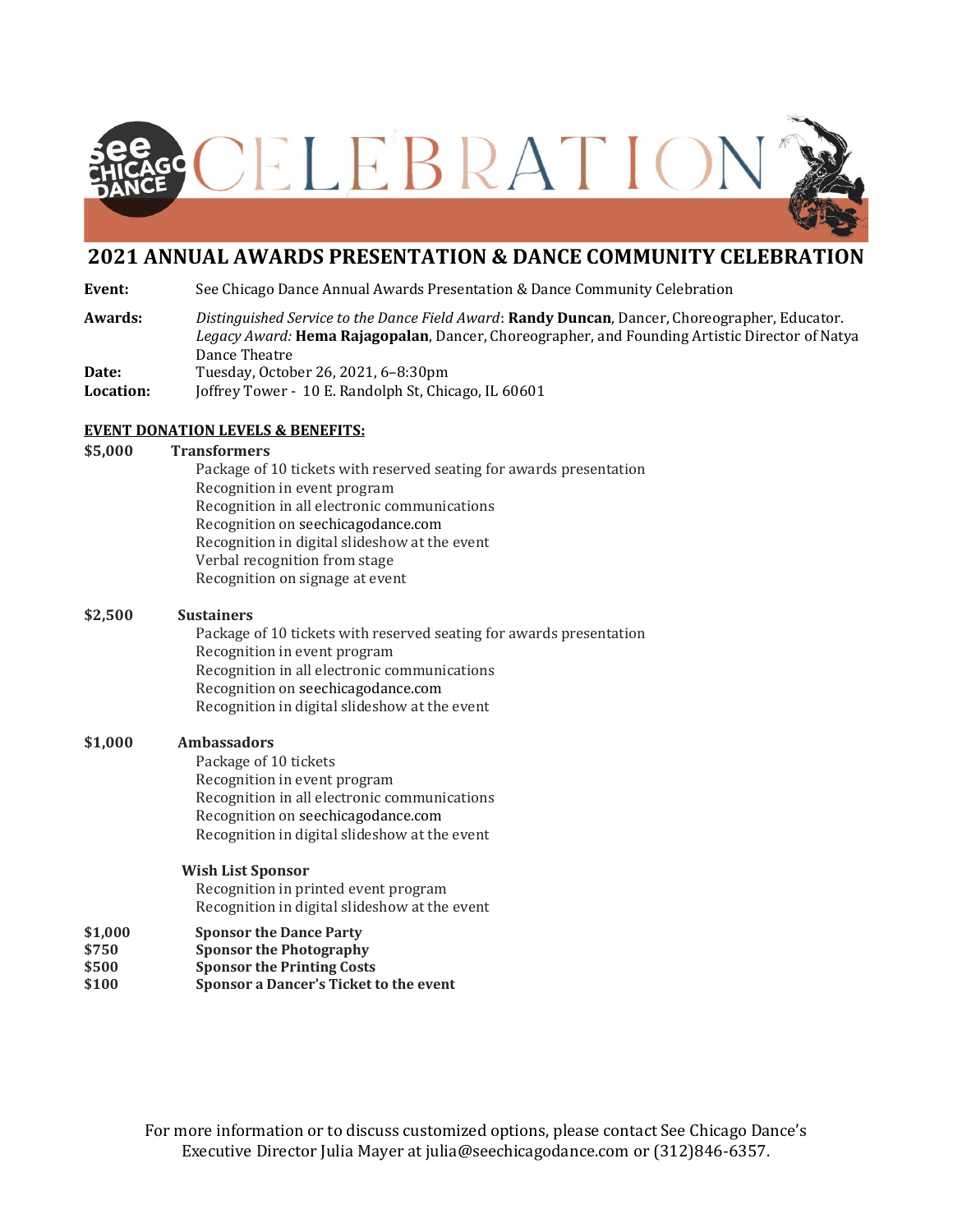# 2021 ANNUAL AWARDS PRESENTATION & DANCE COMMUNITY CELEBRATION

**Event:** See Chicago Dance Annual Awards Presentation & Dance Community Celebration

**Awards:** *Distinguished Service to the Dance Field Award*: **Randy Duncan**, Dancer, Choreographer, Educator.
*Legacy Award:* **Hema Rajagopalan**, Dancer, Choreographer, and Founding Artistic Director of Natya Dance Theatre

**Date:** Tuesday, October 26, 2021, 6–8:30pm

**Location:** Joffrey Tower - 10 E. Randolph St, Chicago, IL 60601

**EVENT DONATION LEVELS & BENEFITS:**

**$5,000 Transformers**

- Package of 10 tickets with reserved seating for awards presentation
- Recognition in event program
- Recognition in all electronic communications
- Recognition on seechicagodance.com
- Recognition in digital slideshow at the event
- Verbal recognition from stage
- Recognition on signage at event

**$2,500 Sustainers**

- Package of 10 tickets with reserved seating for awards presentation
- Recognition in event program
- Recognition in all electronic communications
- Recognition on seechicagodance.com
- Recognition in digital slideshow at the event

**$1,000 Ambassadors**

- Package of 10 tickets
- Recognition in event program
- Recognition in all electronic communications
- Recognition on seechicagodance.com
- Recognition in digital slideshow at the event

**Wish List Sponsor**

- Recognition in printed event program
- Recognition in digital slideshow at the event

**$1,000 Sponsor the Dance Party**
**$750 Sponsor the Photography**
**$500 Sponsor the Printing Costs**
**$100 Sponsor a Dancer's Ticket to the event**

For more information or to discuss customized options, please contact See Chicago Dance's Executive Director Julia Mayer at julia@seechicagodance.com or (312)846-6357.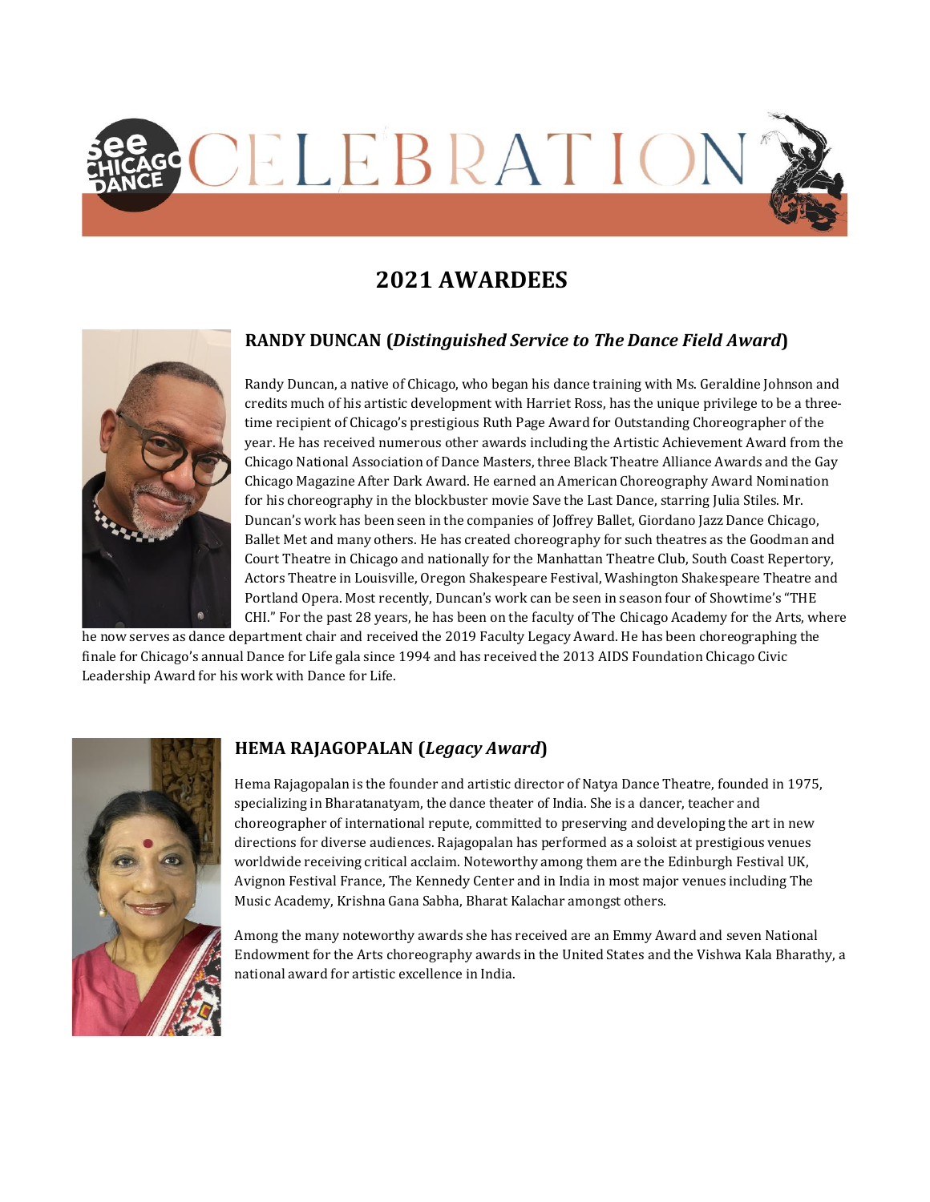# 2021 AWARDEES

## RANDY DUNCAN (*Distinguished Service to The Dance Field Award*)

Randy Duncan, a native of Chicago, who began his dance training with Ms. Geraldine Johnson and credits much of his artistic development with Harriet Ross, has the unique privilege to be a three-time recipient of Chicago's prestigious Ruth Page Award for Outstanding Choreographer of the year. He has received numerous other awards including the Artistic Achievement Award from the Chicago National Association of Dance Masters, three Black Theatre Alliance Awards and the Gay Chicago Magazine After Dark Award. He earned an American Choreography Award Nomination for his choreography in the blockbuster movie Save the Last Dance, starring Julia Stiles. Mr. Duncan's work has been seen in the companies of Joffrey Ballet, Giordano Jazz Dance Chicago, Ballet Met and many others. He has created choreography for such theatres as the Goodman and Court Theatre in Chicago and nationally for the Manhattan Theatre Club, South Coast Repertory, Actors Theatre in Louisville, Oregon Shakespeare Festival, Washington Shakespeare Theatre and Portland Opera. Most recently, Duncan's work can be seen in season four of Showtime's "THE CHI." For the past 28 years, he has been on the faculty of The Chicago Academy for the Arts, where he now serves as dance department chair and received the 2019 Faculty Legacy Award. He has been choreographing the finale for Chicago's annual Dance for Life gala since 1994 and has received the 2013 AIDS Foundation Chicago Civic Leadership Award for his work with Dance for Life.

## HEMA RAJAGOPALAN (*Legacy Award*)

Hema Rajagopalan is the founder and artistic director of Natya Dance Theatre, founded in 1975, specializing in Bharatanatyam, the dance theater of India. She is a dancer, teacher and choreographer of international repute, committed to preserving and developing the art in new directions for diverse audiences. Rajagopalan has performed as a soloist at prestigious venues worldwide receiving critical acclaim. Noteworthy among them are the Edinburgh Festival UK, Avignon Festival France, The Kennedy Center and in India in most major venues including The Music Academy, Krishna Gana Sabha, Bharat Kalachar amongst others.

Among the many noteworthy awards she has received are an Emmy Award and seven National Endowment for the Arts choreography awards in the United States and the Vishwa Kala Bharathy, a national award for artistic excellence in India.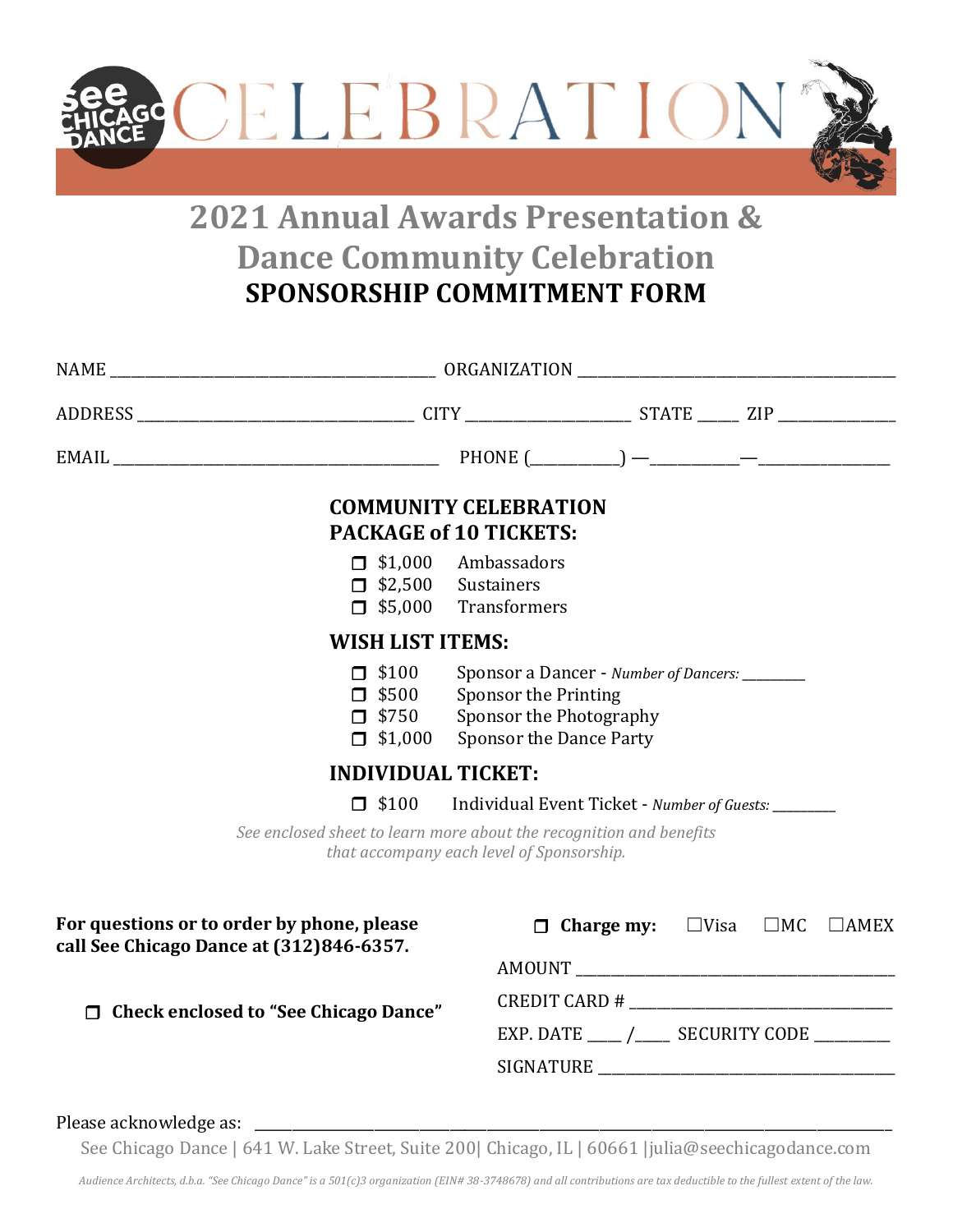See Chicago Dance CELEBRATION

# 2021 Annual Awards Presentation & Dance Community Celebration

## SPONSORSHIP COMMITMENT FORM

NAME ________________________________________ ORGANIZATION ________________________________________

ADDRESS ___________________________________ CITY ____________________ STATE _____ ZIP ______________

EMAIL ________________________________________ PHONE (__________) —__________—________________

### COMMUNITY CELEBRATION PACKAGE of 10 TICKETS:

- ❒ $1,000 Ambassadors
- ❒ $2,500 Sustainers
- ❒ $5,000 Transformers

### WISH LIST ITEMS:

- ❒ $100 Sponsor a Dancer - *Number of Dancers:* ________
- ❒ $500 Sponsor the Printing
- ❒ $750 Sponsor the Photography
- ❒ $1,000 Sponsor the Dance Party

### INDIVIDUAL TICKET:

- ❒ $100 Individual Event Ticket - *Number of Guests:* ________

*See enclosed sheet to learn more about the recognition and benefits that accompany each level of Sponsorship.*

**For questions or to order by phone, please call See Chicago Dance at (312)846-6357.**

❒ **Check enclosed to "See Chicago Dance"**

❒ **Charge my:** ☐Visa ☐MC ☐AMEX

AMOUNT ________________________________________

CREDIT CARD # _________________________________

EXP. DATE ____ /____ SECURITY CODE _________

SIGNATURE _____________________________________

Please acknowledge as: ________________________________________________________________________________

See Chicago Dance | 641 W. Lake Street, Suite 200| Chicago, IL | 60661 |julia@seechicagodance.com

*Audience Architects, d.b.a. "See Chicago Dance" is a 501(c)3 organization (EIN# 38-3748678) and all contributions are tax deductible to the fullest extent of the law.*